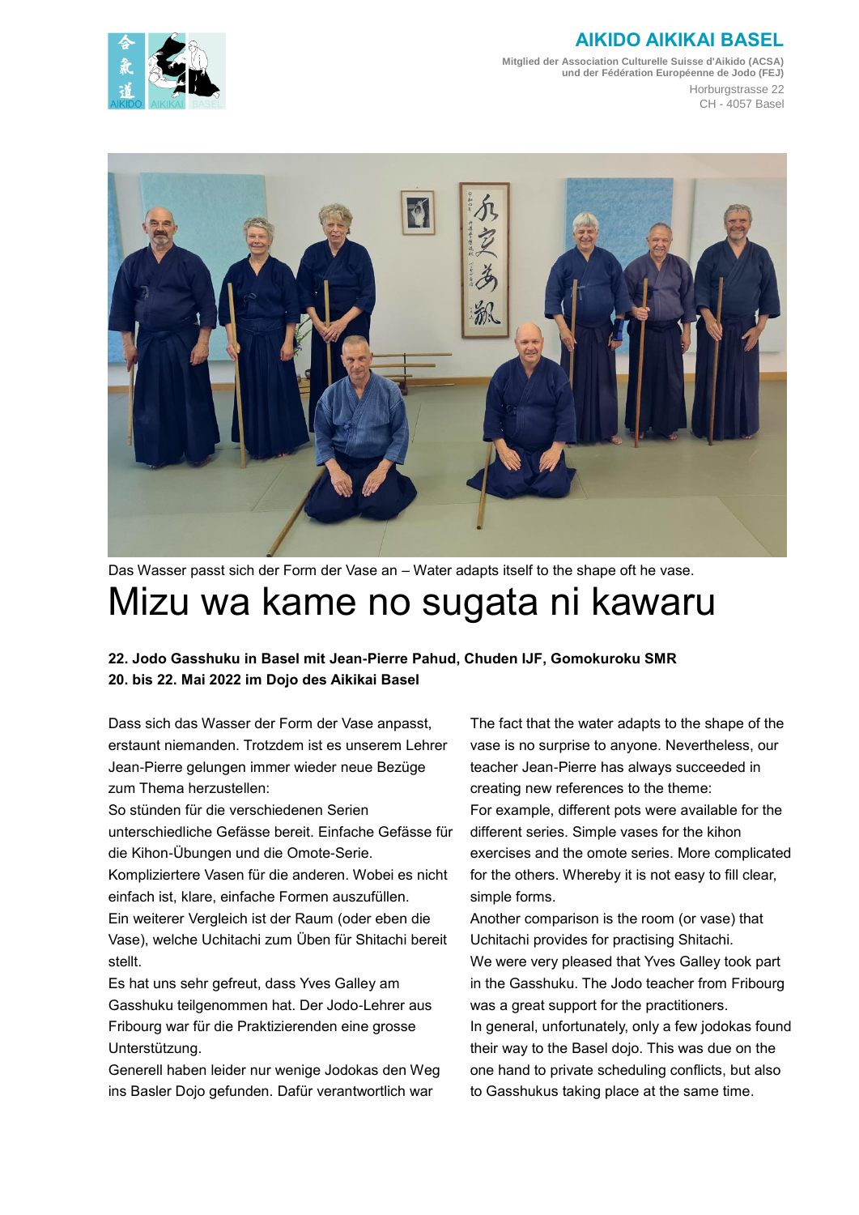**AIKIDO AIKIKAI BASEL**

Mitglied der Association Culturelle Suisse d'Aikido (ACSA)
und der Fédération Européenne de Jodo (FEJ)

Horburgstrasse 22
CH - 4057 Basel

Das Wasser passt sich der Form der Vase an – Water adapts itself to the shape oft he vase.

# Mizu wa kame no sugata ni kawaru

**22. Jodo Gasshuku in Basel mit Jean-Pierre Pahud, Chuden IJF, Gomokuroku SMR**
**20. bis 22. Mai 2022 im Dojo des Aikikai Basel**

Dass sich das Wasser der Form der Vase anpasst, erstaunt niemanden. Trotzdem ist es unserem Lehrer Jean-Pierre gelungen immer wieder neue Bezüge zum Thema herzustellen:
So stünden für die verschiedenen Serien unterschiedliche Gefässe bereit. Einfache Gefässe für die Kihon-Übungen und die Omote-Serie. Kompliziertere Vasen für die anderen. Wobei es nicht einfach ist, klare, einfache Formen auszufüllen.
Ein weiterer Vergleich ist der Raum (oder eben die Vase), welche Uchitachi zum Üben für Shitachi bereit stellt.
Es hat uns sehr gefreut, dass Yves Galley am Gasshuku teilgenommen hat. Der Jodo-Lehrer aus Fribourg war für die Praktizierenden eine grosse Unterstützung.
Generell haben leider nur wenige Jodokas den Weg ins Basler Dojo gefunden. Dafür verantwortlich war

The fact that the water adapts to the shape of the vase is no surprise to anyone. Nevertheless, our teacher Jean-Pierre has always succeeded in creating new references to the theme:
For example, different pots were available for the different series. Simple vases for the kihon exercises and the omote series. More complicated for the others. Whereby it is not easy to fill clear, simple forms.
Another comparison is the room (or vase) that Uchitachi provides for practising Shitachi.
We were very pleased that Yves Galley took part in the Gasshuku. The Jodo teacher from Fribourg was a great support for the practitioners.
In general, unfortunately, only a few jodokas found their way to the Basel dojo. This was due on the one hand to private scheduling conflicts, but also to Gasshukus taking place at the same time.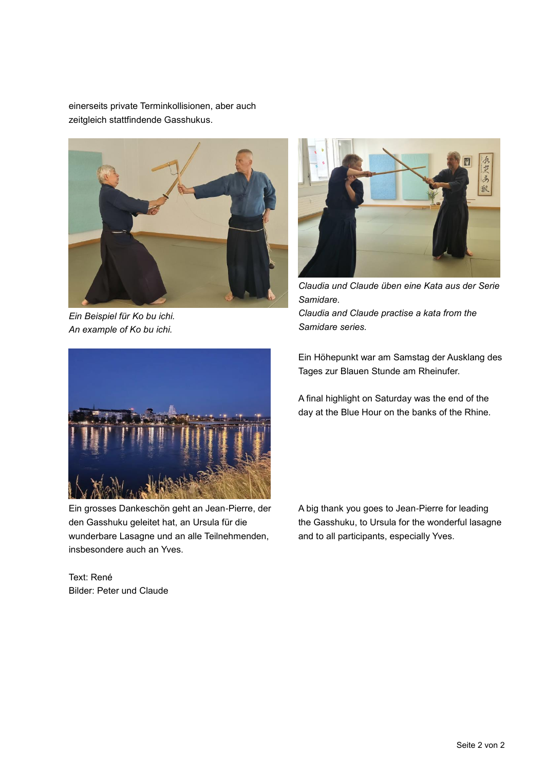einerseits private Terminkollisionen, aber auch zeitgleich stattfindende Gasshukus.

*Ein Beispiel für Ko bu ichi.*
*An example of Ko bu ichi.*

*Claudia und Claude üben eine Kata aus der Serie Samidare.*
*Claudia and Claude practise a kata from the Samidare series.*

Ein Höhepunkt war am Samstag der Ausklang des Tages zur Blauen Stunde am Rheinufer.

A final highlight on Saturday was the end of the day at the Blue Hour on the banks of the Rhine.

Ein grosses Dankeschön geht an Jean-Pierre, der den Gasshuku geleitet hat, an Ursula für die wunderbare Lasagne und an alle Teilnehmenden, insbesondere auch an Yves.

A big thank you goes to Jean-Pierre for leading the Gasshuku, to Ursula for the wonderful lasagne and to all participants, especially Yves.

Text: René
Bilder: Peter und Claude